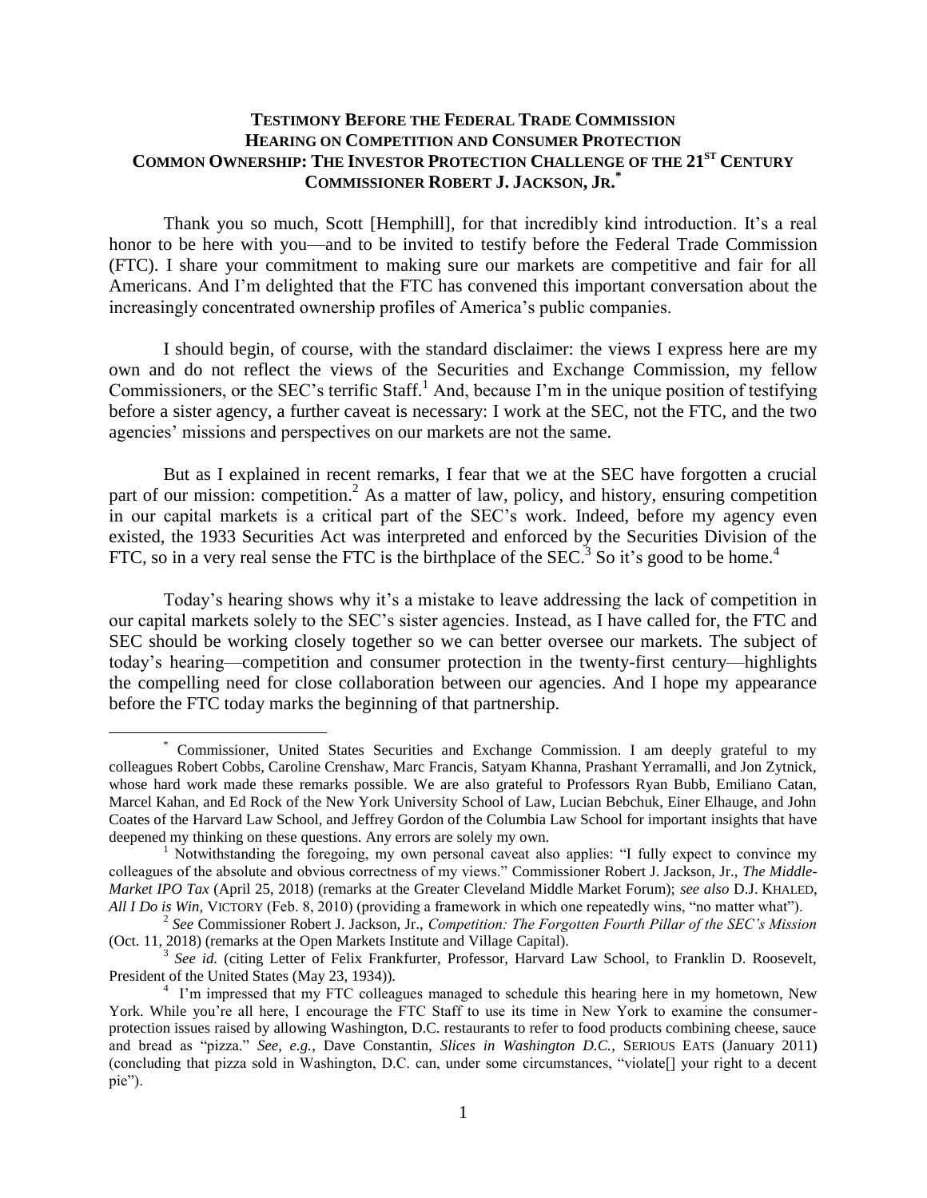# Testimony Before the Federal Trade Commission
## Hearing on Competition and Consumer Protection
## Common Ownership: The Investor Protection Challenge of the 21st Century
### Commissioner Robert J. Jackson, Jr.*

Thank you so much, Scott [Hemphill], for that incredibly kind introduction. It's a real honor to be here with you—and to be invited to testify before the Federal Trade Commission (FTC). I share your commitment to making sure our markets are competitive and fair for all Americans. And I'm delighted that the FTC has convened this important conversation about the increasingly concentrated ownership profiles of America's public companies.

I should begin, of course, with the standard disclaimer: the views I express here are my own and do not reflect the views of the Securities and Exchange Commission, my fellow Commissioners, or the SEC's terrific Staff.[1] And, because I'm in the unique position of testifying before a sister agency, a further caveat is necessary: I work at the SEC, not the FTC, and the two agencies' missions and perspectives on our markets are not the same.

But as I explained in recent remarks, I fear that we at the SEC have forgotten a crucial part of our mission: competition.[2] As a matter of law, policy, and history, ensuring competition in our capital markets is a critical part of the SEC's work. Indeed, before my agency even existed, the 1933 Securities Act was interpreted and enforced by the Securities Division of the FTC, so in a very real sense the FTC is the birthplace of the SEC.[3] So it's good to be home.[4]

Today's hearing shows why it's a mistake to leave addressing the lack of competition in our capital markets solely to the SEC's sister agencies. Instead, as I have called for, the FTC and SEC should be working closely together so we can better oversee our markets. The subject of today's hearing—competition and consumer protection in the twenty-first century—highlights the compelling need for close collaboration between our agencies. And I hope my appearance before the FTC today marks the beginning of that partnership.

---

* Commissioner, United States Securities and Exchange Commission. I am deeply grateful to my colleagues Robert Cobbs, Caroline Crenshaw, Marc Francis, Satyam Khanna, Prashant Yerramalli, and Jon Zytnick, whose hard work made these remarks possible. We are also grateful to Professors Ryan Bubb, Emiliano Catan, Marcel Kahan, and Ed Rock of the New York University School of Law, Lucian Bebchuk, Einer Elhauge, and John Coates of the Harvard Law School, and Jeffrey Gordon of the Columbia Law School for important insights that have deepened my thinking on these questions. Any errors are solely my own.

[1] Notwithstanding the foregoing, my own personal caveat also applies: "I fully expect to convince my colleagues of the absolute and obvious correctness of my views." Commissioner Robert J. Jackson, Jr., *The Middle-Market IPO Tax* (April 25, 2018) (remarks at the Greater Cleveland Middle Market Forum); *see also* D.J. KHALED, *All I Do is Win*, VICTORY (Feb. 8, 2010) (providing a framework in which one repeatedly wins, "no matter what").

[2] *See* Commissioner Robert J. Jackson, Jr., *Competition: The Forgotten Fourth Pillar of the SEC's Mission* (Oct. 11, 2018) (remarks at the Open Markets Institute and Village Capital).

[3] *See id.* (citing Letter of Felix Frankfurter, Professor, Harvard Law School, to Franklin D. Roosevelt, President of the United States (May 23, 1934)).

[4] I'm impressed that my FTC colleagues managed to schedule this hearing here in my hometown, New York. While you're all here, I encourage the FTC Staff to use its time in New York to examine the consumer-protection issues raised by allowing Washington, D.C. restaurants to refer to food products combining cheese, sauce and bread as "pizza." *See, e.g.*, Dave Constantin, *Slices in Washington D.C.*, SERIOUS EATS (January 2011) (concluding that pizza sold in Washington, D.C. can, under some circumstances, "violate[] your right to a decent pie").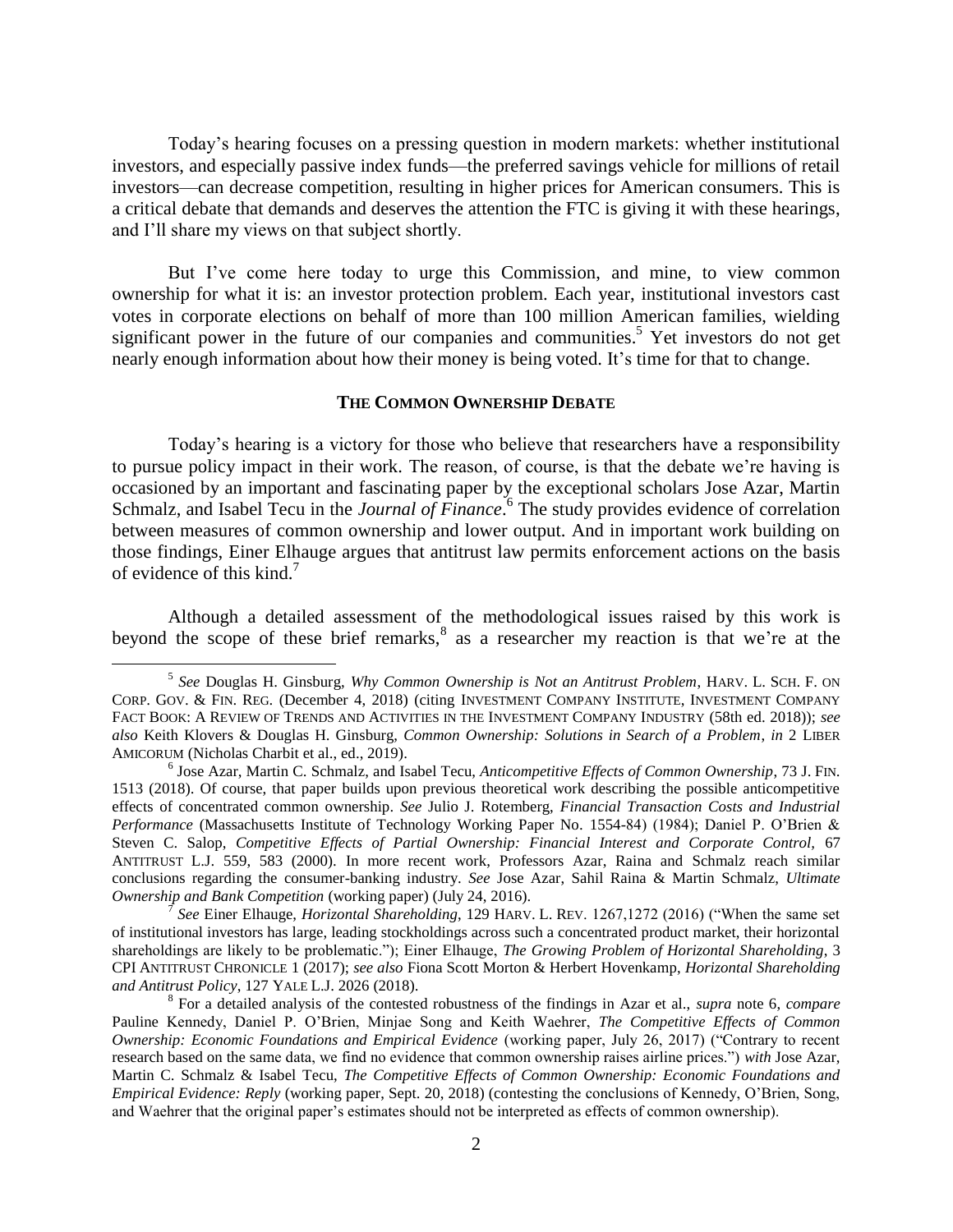Today's hearing focuses on a pressing question in modern markets: whether institutional investors, and especially passive index funds—the preferred savings vehicle for millions of retail investors—can decrease competition, resulting in higher prices for American consumers. This is a critical debate that demands and deserves the attention the FTC is giving it with these hearings, and I'll share my views on that subject shortly.

But I've come here today to urge this Commission, and mine, to view common ownership for what it is: an investor protection problem. Each year, institutional investors cast votes in corporate elections on behalf of more than 100 million American families, wielding significant power in the future of our companies and communities.[5] Yet investors do not get nearly enough information about how their money is being voted. It's time for that to change.

## THE COMMON OWNERSHIP DEBATE

Today's hearing is a victory for those who believe that researchers have a responsibility to pursue policy impact in their work. The reason, of course, is that the debate we're having is occasioned by an important and fascinating paper by the exceptional scholars Jose Azar, Martin Schmalz, and Isabel Tecu in the *Journal of Finance*.[6] The study provides evidence of correlation between measures of common ownership and lower output. And in important work building on those findings, Einer Elhauge argues that antitrust law permits enforcement actions on the basis of evidence of this kind.[7]

Although a detailed assessment of the methodological issues raised by this work is beyond the scope of these brief remarks,[8] as a researcher my reaction is that we're at the

---

[5] *See* Douglas H. Ginsburg, *Why Common Ownership is Not an Antitrust Problem*, HARV. L. SCH. F. ON CORP. GOV. & FIN. REG. (December 4, 2018) (citing INVESTMENT COMPANY INSTITUTE, INVESTMENT COMPANY FACT BOOK: A REVIEW OF TRENDS AND ACTIVITIES IN THE INVESTMENT COMPANY INDUSTRY (58th ed. 2018)); *see also* Keith Klovers & Douglas H. Ginsburg, *Common Ownership: Solutions in Search of a Problem*, *in* 2 LIBER AMICORUM (Nicholas Charbit et al., ed., 2019).

[6] Jose Azar, Martin C. Schmalz, and Isabel Tecu, *Anticompetitive Effects of Common Ownership*, 73 J. FIN. 1513 (2018). Of course, that paper builds upon previous theoretical work describing the possible anticompetitive effects of concentrated common ownership. *See* Julio J. Rotemberg, *Financial Transaction Costs and Industrial Performance* (Massachusetts Institute of Technology Working Paper No. 1554-84) (1984); Daniel P. O'Brien & Steven C. Salop, *Competitive Effects of Partial Ownership: Financial Interest and Corporate Control*, 67 ANTITRUST L.J. 559, 583 (2000). In more recent work, Professors Azar, Raina and Schmalz reach similar conclusions regarding the consumer-banking industry. *See* Jose Azar, Sahil Raina & Martin Schmalz, *Ultimate Ownership and Bank Competition* (working paper) (July 24, 2016).

[7] *See* Einer Elhauge, *Horizontal Shareholding*, 129 HARV. L. REV. 1267,1272 (2016) ("When the same set of institutional investors has large, leading stockholdings across such a concentrated product market, their horizontal shareholdings are likely to be problematic."); Einer Elhauge, *The Growing Problem of Horizontal Shareholding*, 3 CPI ANTITRUST CHRONICLE 1 (2017); *see also* Fiona Scott Morton & Herbert Hovenkamp, *Horizontal Shareholding and Antitrust Policy*, 127 YALE L.J. 2026 (2018).

[8] For a detailed analysis of the contested robustness of the findings in Azar et al., *supra* note 6, *compare* Pauline Kennedy, Daniel P. O'Brien, Minjae Song and Keith Waehrer, *The Competitive Effects of Common Ownership: Economic Foundations and Empirical Evidence* (working paper, July 26, 2017) ("Contrary to recent research based on the same data, we find no evidence that common ownership raises airline prices.") *with* Jose Azar, Martin C. Schmalz & Isabel Tecu, *The Competitive Effects of Common Ownership: Economic Foundations and Empirical Evidence: Reply* (working paper, Sept. 20, 2018) (contesting the conclusions of Kennedy, O'Brien, Song, and Waehrer that the original paper's estimates should not be interpreted as effects of common ownership).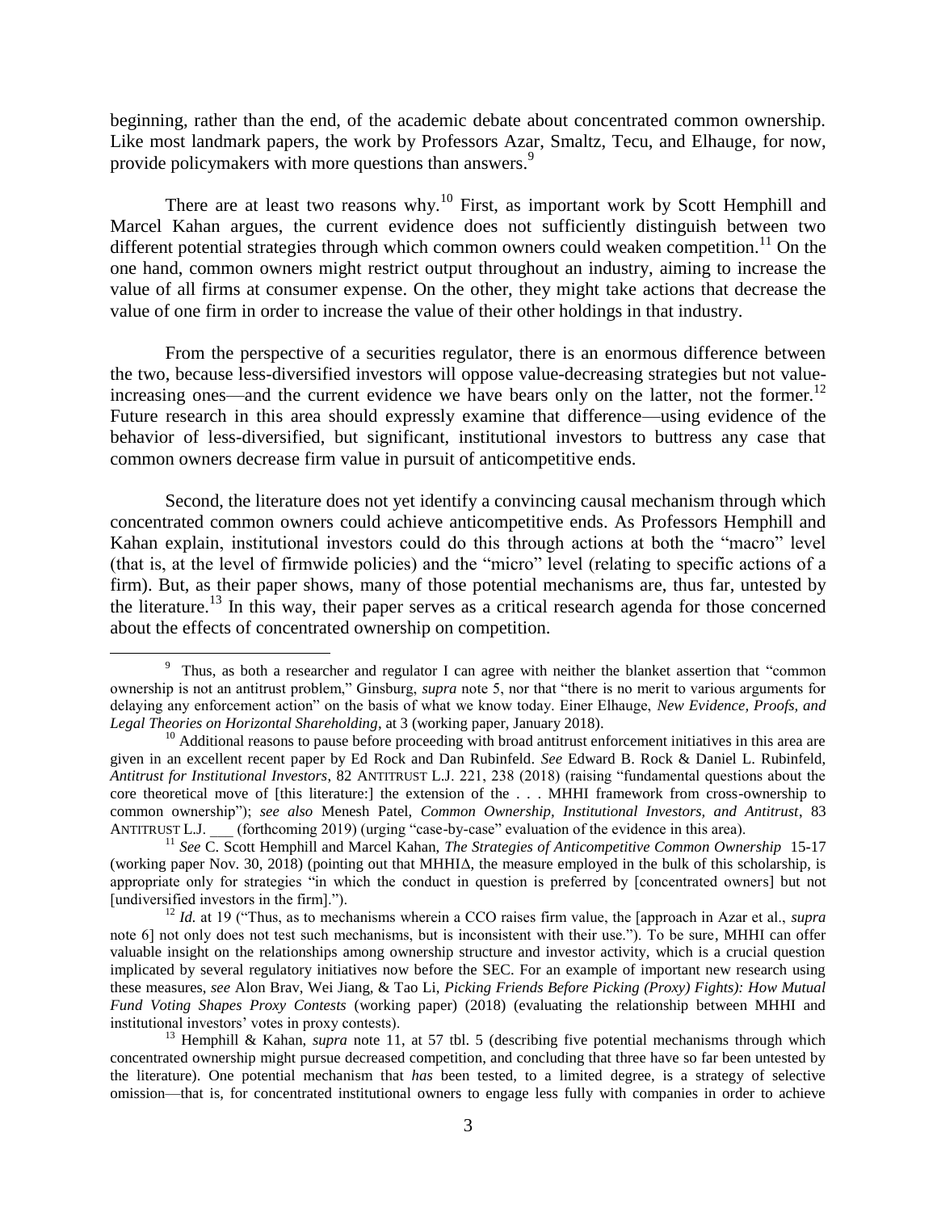beginning, rather than the end, of the academic debate about concentrated common ownership. Like most landmark papers, the work by Professors Azar, Smaltz, Tecu, and Elhauge, for now, provide policymakers with more questions than answers.[9]

There are at least two reasons why.[10] First, as important work by Scott Hemphill and Marcel Kahan argues, the current evidence does not sufficiently distinguish between two different potential strategies through which common owners could weaken competition.[11] On the one hand, common owners might restrict output throughout an industry, aiming to increase the value of all firms at consumer expense. On the other, they might take actions that decrease the value of one firm in order to increase the value of their other holdings in that industry.

From the perspective of a securities regulator, there is an enormous difference between the two, because less-diversified investors will oppose value-decreasing strategies but not value-increasing ones—and the current evidence we have bears only on the latter, not the former.[12] Future research in this area should expressly examine that difference—using evidence of the behavior of less-diversified, but significant, institutional investors to buttress any case that common owners decrease firm value in pursuit of anticompetitive ends.

Second, the literature does not yet identify a convincing causal mechanism through which concentrated common owners could achieve anticompetitive ends. As Professors Hemphill and Kahan explain, institutional investors could do this through actions at both the "macro" level (that is, at the level of firmwide policies) and the "micro" level (relating to specific actions of a firm). But, as their paper shows, many of those potential mechanisms are, thus far, untested by the literature.[13] In this way, their paper serves as a critical research agenda for those concerned about the effects of concentrated ownership on competition.

[9] Thus, as both a researcher and regulator I can agree with neither the blanket assertion that "common ownership is not an antitrust problem," Ginsburg, *supra* note 5, nor that "there is no merit to various arguments for delaying any enforcement action" on the basis of what we know today. Einer Elhauge, *New Evidence, Proofs, and Legal Theories on Horizontal Shareholding*, at 3 (working paper, January 2018).

[10] Additional reasons to pause before proceeding with broad antitrust enforcement initiatives in this area are given in an excellent recent paper by Ed Rock and Dan Rubinfeld. *See* Edward B. Rock & Daniel L. Rubinfeld, *Antitrust for Institutional Investors*, 82 ANTITRUST L.J. 221, 238 (2018) (raising "fundamental questions about the core theoretical move of [this literature:] the extension of the . . . MHHI framework from cross-ownership to common ownership"); *see also* Menesh Patel, *Common Ownership, Institutional Investors, and Antitrust*, 83 ANTITRUST L.J. ___ (forthcoming 2019) (urging "case-by-case" evaluation of the evidence in this area).

[11] *See* C. Scott Hemphill and Marcel Kahan, *The Strategies of Anticompetitive Common Ownership* 15-17 (working paper Nov. 30, 2018) (pointing out that MHHIΔ, the measure employed in the bulk of this scholarship, is appropriate only for strategies "in which the conduct in question is preferred by [concentrated owners] but not [undiversified investors in the firm].").

[12] *Id.* at 19 ("Thus, as to mechanisms wherein a CCO raises firm value, the [approach in Azar et al., *supra* note 6] not only does not test such mechanisms, but is inconsistent with their use."). To be sure, MHHI can offer valuable insight on the relationships among ownership structure and investor activity, which is a crucial question implicated by several regulatory initiatives now before the SEC. For an example of important new research using these measures, *see* Alon Brav, Wei Jiang, & Tao Li, *Picking Friends Before Picking (Proxy) Fights: How Mutual Fund Voting Shapes Proxy Contests* (working paper) (2018) (evaluating the relationship between MHHI and institutional investors' votes in proxy contests).

[13] Hemphill & Kahan, *supra* note 11, at 57 tbl. 5 (describing five potential mechanisms through which concentrated ownership might pursue decreased competition, and concluding that three have so far been untested by the literature). One potential mechanism that *has* been tested, to a limited degree, is a strategy of selective omission—that is, for concentrated institutional owners to engage less fully with companies in order to achieve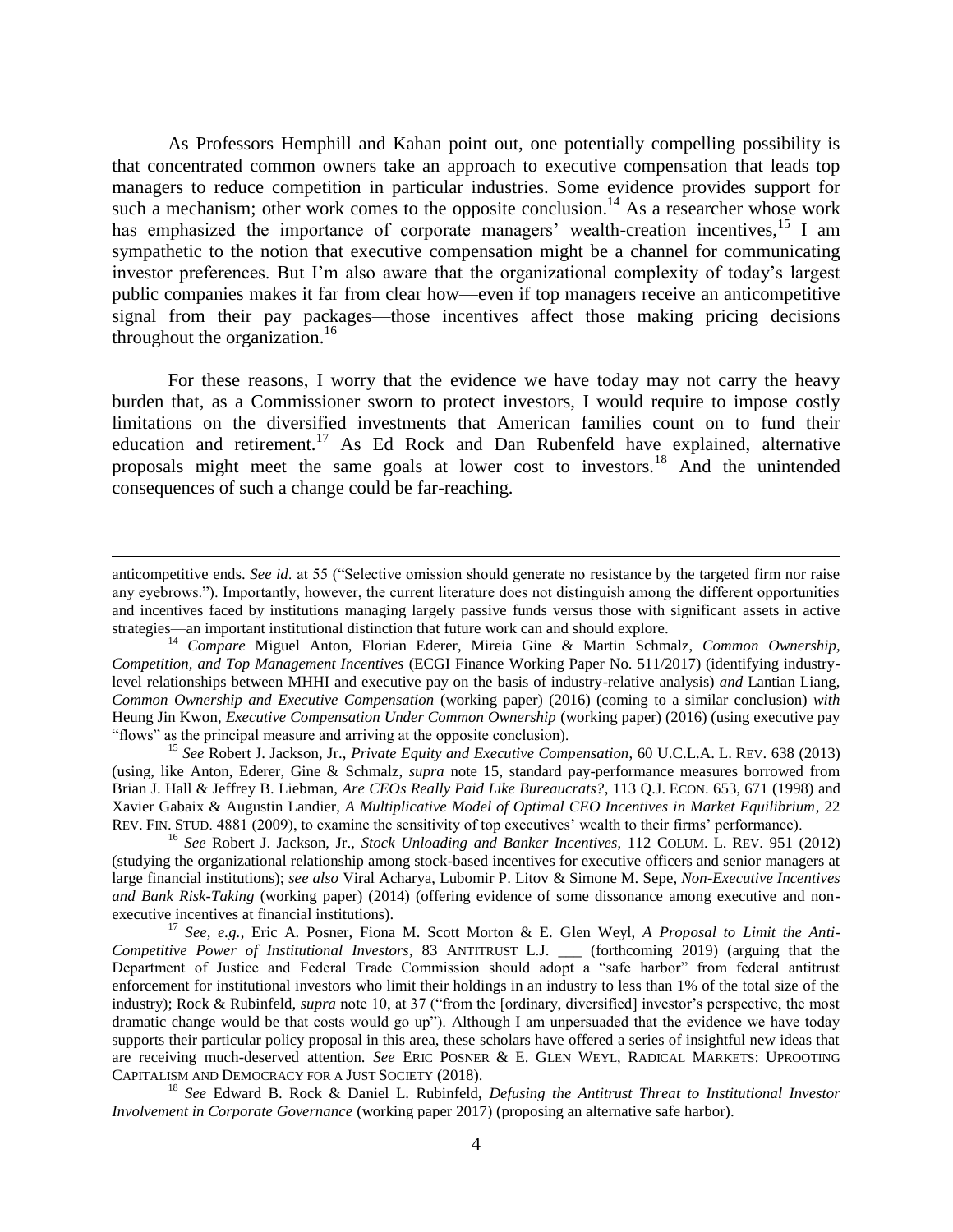As Professors Hemphill and Kahan point out, one potentially compelling possibility is that concentrated common owners take an approach to executive compensation that leads top managers to reduce competition in particular industries. Some evidence provides support for such a mechanism; other work comes to the opposite conclusion.[14] As a researcher whose work has emphasized the importance of corporate managers' wealth-creation incentives,[15] I am sympathetic to the notion that executive compensation might be a channel for communicating investor preferences. But I'm also aware that the organizational complexity of today's largest public companies makes it far from clear how—even if top managers receive an anticompetitive signal from their pay packages—those incentives affect those making pricing decisions throughout the organization.[16]

For these reasons, I worry that the evidence we have today may not carry the heavy burden that, as a Commissioner sworn to protect investors, I would require to impose costly limitations on the diversified investments that American families count on to fund their education and retirement.[17] As Ed Rock and Dan Rubenfeld have explained, alternative proposals might meet the same goals at lower cost to investors.[18] And the unintended consequences of such a change could be far-reaching.

---

anticompetitive ends. *See id.* at 55 ("Selective omission should generate no resistance by the targeted firm nor raise any eyebrows."). Importantly, however, the current literature does not distinguish among the different opportunities and incentives faced by institutions managing largely passive funds versus those with significant assets in active strategies—an important institutional distinction that future work can and should explore.

[14] *Compare* Miguel Anton, Florian Ederer, Mireia Gine & Martin Schmalz, *Common Ownership, Competition, and Top Management Incentives* (ECGI Finance Working Paper No. 511/2017) (identifying industry-level relationships between MHHI and executive pay on the basis of industry-relative analysis) *and* Lantian Liang, *Common Ownership and Executive Compensation* (working paper) (2016) (coming to a similar conclusion) *with* Heung Jin Kwon, *Executive Compensation Under Common Ownership* (working paper) (2016) (using executive pay "flows" as the principal measure and arriving at the opposite conclusion).

[15] *See* Robert J. Jackson, Jr., *Private Equity and Executive Compensation*, 60 U.C.L.A. L. REV. 638 (2013) (using, like Anton, Ederer, Gine & Schmalz, *supra* note 15, standard pay-performance measures borrowed from Brian J. Hall & Jeffrey B. Liebman, *Are CEOs Really Paid Like Bureaucrats?*, 113 Q.J. ECON. 653, 671 (1998) and Xavier Gabaix & Augustin Landier, *A Multiplicative Model of Optimal CEO Incentives in Market Equilibrium*, 22 REV. FIN. STUD. 4881 (2009), to examine the sensitivity of top executives' wealth to their firms' performance).

[16] *See* Robert J. Jackson, Jr., *Stock Unloading and Banker Incentives*, 112 COLUM. L. REV. 951 (2012) (studying the organizational relationship among stock-based incentives for executive officers and senior managers at large financial institutions); *see also* Viral Acharya, Lubomir P. Litov & Simone M. Sepe, *Non-Executive Incentives and Bank Risk-Taking* (working paper) (2014) (offering evidence of some dissonance among executive and non-executive incentives at financial institutions).

[17] *See, e.g.*, Eric A. Posner, Fiona M. Scott Morton & E. Glen Weyl, *A Proposal to Limit the Anti-Competitive Power of Institutional Investors*, 83 ANTITRUST L.J. ___ (forthcoming 2019) (arguing that the Department of Justice and Federal Trade Commission should adopt a "safe harbor" from federal antitrust enforcement for institutional investors who limit their holdings in an industry to less than 1% of the total size of the industry); Rock & Rubinfeld, *supra* note 10, at 37 ("from the [ordinary, diversified] investor's perspective, the most dramatic change would be that costs would go up"). Although I am unpersuaded that the evidence we have today supports their particular policy proposal in this area, these scholars have offered a series of insightful new ideas that are receiving much-deserved attention. *See* ERIC POSNER & E. GLEN WEYL, RADICAL MARKETS: UPROOTING CAPITALISM AND DEMOCRACY FOR A JUST SOCIETY (2018).

[18] *See* Edward B. Rock & Daniel L. Rubinfeld, *Defusing the Antitrust Threat to Institutional Investor Involvement in Corporate Governance* (working paper 2017) (proposing an alternative safe harbor).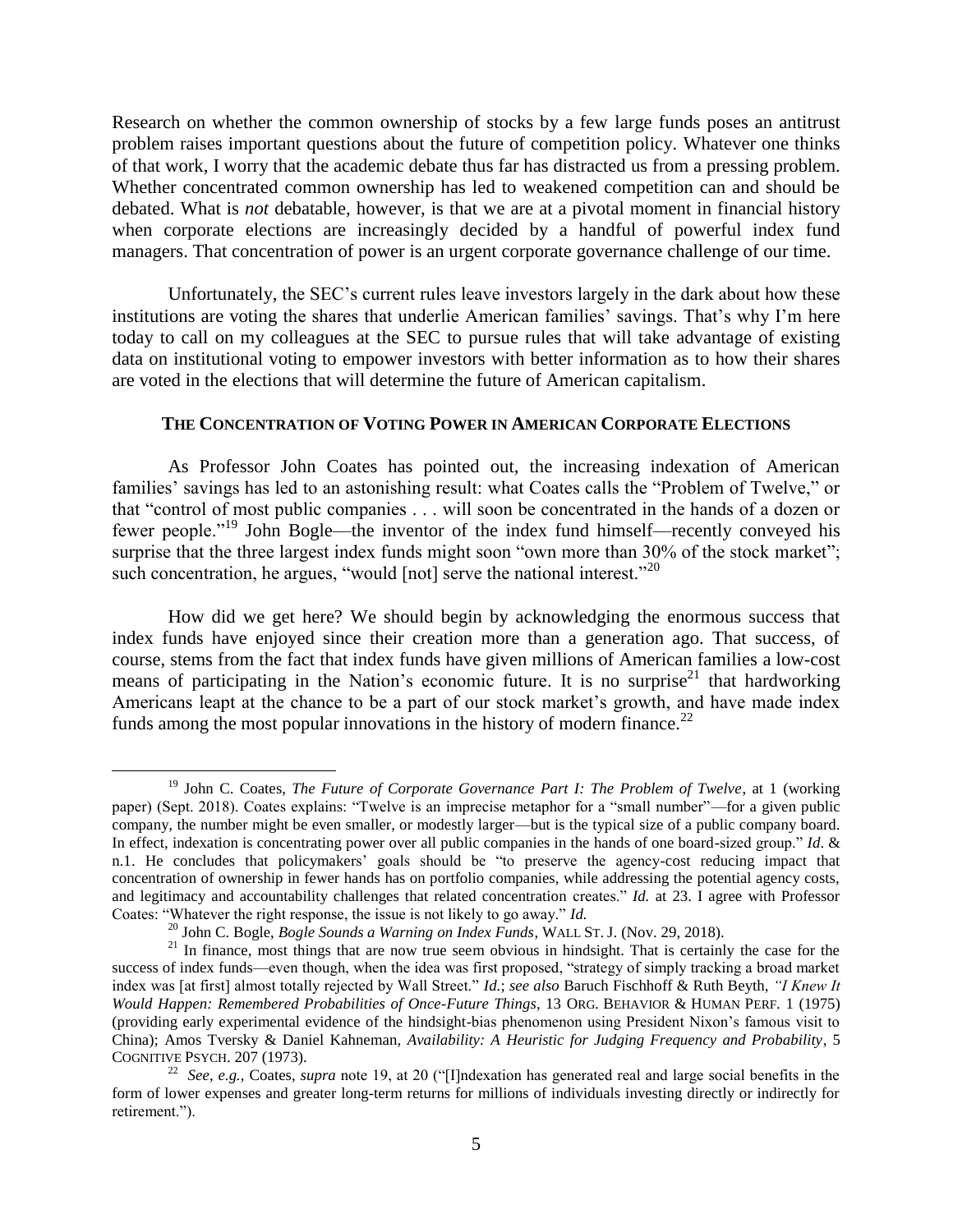Research on whether the common ownership of stocks by a few large funds poses an antitrust problem raises important questions about the future of competition policy. Whatever one thinks of that work, I worry that the academic debate thus far has distracted us from a pressing problem. Whether concentrated common ownership has led to weakened competition can and should be debated. What is *not* debatable, however, is that we are at a pivotal moment in financial history when corporate elections are increasingly decided by a handful of powerful index fund managers. That concentration of power is an urgent corporate governance challenge of our time.

Unfortunately, the SEC's current rules leave investors largely in the dark about how these institutions are voting the shares that underlie American families' savings. That's why I'm here today to call on my colleagues at the SEC to pursue rules that will take advantage of existing data on institutional voting to empower investors with better information as to how their shares are voted in the elections that will determine the future of American capitalism.

## THE CONCENTRATION OF VOTING POWER IN AMERICAN CORPORATE ELECTIONS

As Professor John Coates has pointed out, the increasing indexation of American families' savings has led to an astonishing result: what Coates calls the "Problem of Twelve," or that "control of most public companies . . . will soon be concentrated in the hands of a dozen or fewer people."[19] John Bogle—the inventor of the index fund himself—recently conveyed his surprise that the three largest index funds might soon "own more than 30% of the stock market"; such concentration, he argues, "would [not] serve the national interest."[20]

How did we get here? We should begin by acknowledging the enormous success that index funds have enjoyed since their creation more than a generation ago. That success, of course, stems from the fact that index funds have given millions of American families a low-cost means of participating in the Nation's economic future. It is no surprise[21] that hardworking Americans leapt at the chance to be a part of our stock market's growth, and have made index funds among the most popular innovations in the history of modern finance.[22]

---

[19] John C. Coates, *The Future of Corporate Governance Part I: The Problem of Twelve*, at 1 (working paper) (Sept. 2018). Coates explains: "Twelve is an imprecise metaphor for a "small number"—for a given public company, the number might be even smaller, or modestly larger—but is the typical size of a public company board. In effect, indexation is concentrating power over all public companies in the hands of one board-sized group." *Id*. & n.1. He concludes that policymakers' goals should be "to preserve the agency-cost reducing impact that concentration of ownership in fewer hands has on portfolio companies, while addressing the potential agency costs, and legitimacy and accountability challenges that related concentration creates." *Id.* at 23. I agree with Professor Coates: "Whatever the right response, the issue is not likely to go away." *Id.*

[20] John C. Bogle, *Bogle Sounds a Warning on Index Funds*, WALL ST. J. (Nov. 29, 2018).

[21] In finance, most things that are now true seem obvious in hindsight. That is certainly the case for the success of index funds—even though, when the idea was first proposed, "strategy of simply tracking a broad market index was [at first] almost totally rejected by Wall Street." *Id.*; *see also* Baruch Fischhoff & Ruth Beyth, *"I Knew It Would Happen: Remembered Probabilities of Once-Future Things*, 13 ORG. BEHAVIOR & HUMAN PERF. 1 (1975) (providing early experimental evidence of the hindsight-bias phenomenon using President Nixon's famous visit to China); Amos Tversky & Daniel Kahneman, *Availability: A Heuristic for Judging Frequency and Probability*, 5 COGNITIVE PSYCH. 207 (1973).

[22] *See, e.g.*, Coates, *supra* note 19, at 20 ("[I]ndexation has generated real and large social benefits in the form of lower expenses and greater long-term returns for millions of individuals investing directly or indirectly for retirement.").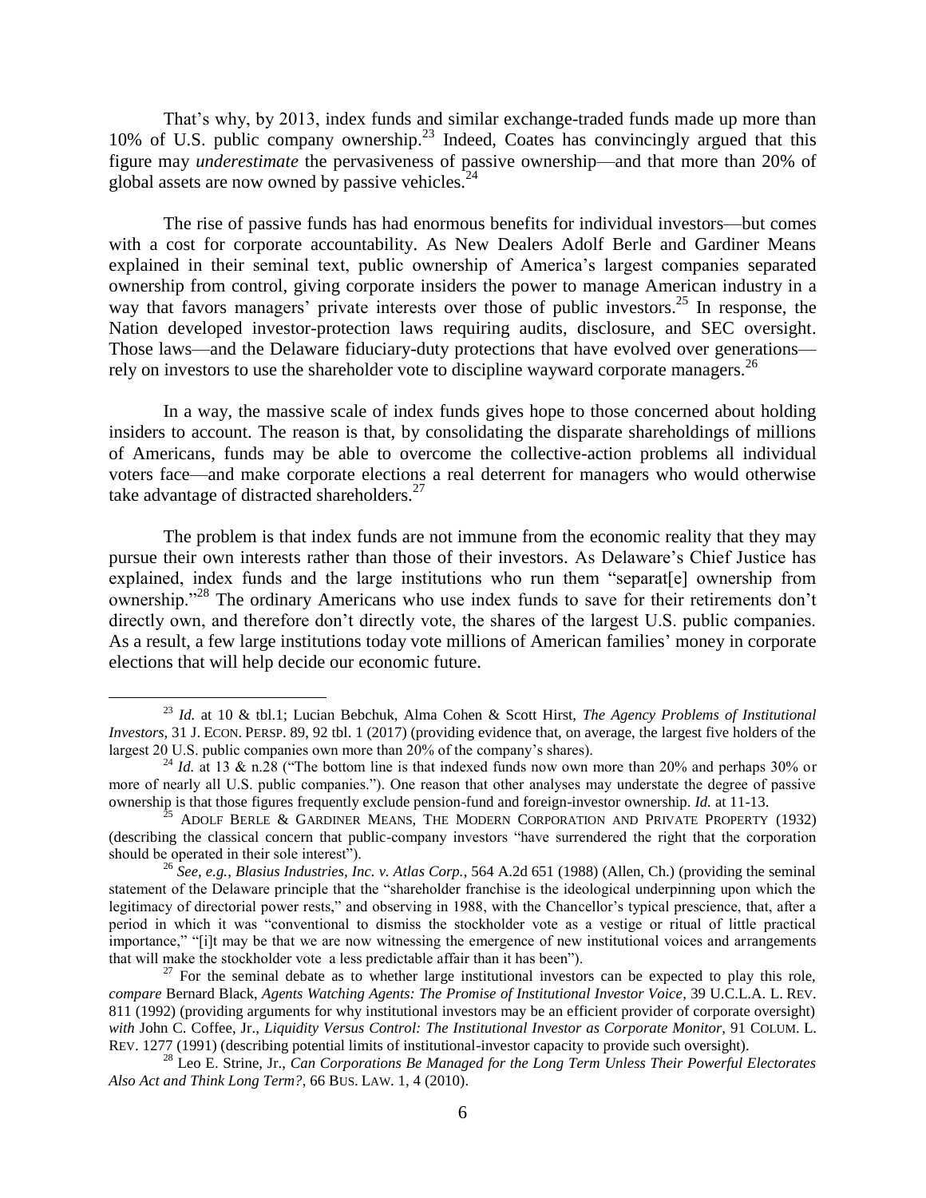That's why, by 2013, index funds and similar exchange-traded funds made up more than 10% of U.S. public company ownership.[23] Indeed, Coates has convincingly argued that this figure may *underestimate* the pervasiveness of passive ownership—and that more than 20% of global assets are now owned by passive vehicles.[24]

The rise of passive funds has had enormous benefits for individual investors—but comes with a cost for corporate accountability. As New Dealers Adolf Berle and Gardiner Means explained in their seminal text, public ownership of America's largest companies separated ownership from control, giving corporate insiders the power to manage American industry in a way that favors managers' private interests over those of public investors.[25] In response, the Nation developed investor-protection laws requiring audits, disclosure, and SEC oversight. Those laws—and the Delaware fiduciary-duty protections that have evolved over generations—rely on investors to use the shareholder vote to discipline wayward corporate managers.[26]

In a way, the massive scale of index funds gives hope to those concerned about holding insiders to account. The reason is that, by consolidating the disparate shareholdings of millions of Americans, funds may be able to overcome the collective-action problems all individual voters face—and make corporate elections a real deterrent for managers who would otherwise take advantage of distracted shareholders.[27]

The problem is that index funds are not immune from the economic reality that they may pursue their own interests rather than those of their investors. As Delaware's Chief Justice has explained, index funds and the large institutions who run them "separat[e] ownership from ownership."[28] The ordinary Americans who use index funds to save for their retirements don't directly own, and therefore don't directly vote, the shares of the largest U.S. public companies. As a result, a few large institutions today vote millions of American families' money in corporate elections that will help decide our economic future.

---

[23] *Id.* at 10 & tbl.1; Lucian Bebchuk, Alma Cohen & Scott Hirst, *The Agency Problems of Institutional Investors*, 31 J. ECON. PERSP. 89, 92 tbl. 1 (2017) (providing evidence that, on average, the largest five holders of the largest 20 U.S. public companies own more than 20% of the company's shares).

[24] *Id.* at 13 & n.28 ("The bottom line is that indexed funds now own more than 20% and perhaps 30% or more of nearly all U.S. public companies."). One reason that other analyses may understate the degree of passive ownership is that those figures frequently exclude pension-fund and foreign-investor ownership. *Id.* at 11-13.

[25] ADOLF BERLE & GARDINER MEANS, THE MODERN CORPORATION AND PRIVATE PROPERTY (1932) (describing the classical concern that public-company investors "have surrendered the right that the corporation should be operated in their sole interest").

[26] *See, e.g.*, *Blasius Industries, Inc. v. Atlas Corp.*, 564 A.2d 651 (1988) (Allen, Ch.) (providing the seminal statement of the Delaware principle that the "shareholder franchise is the ideological underpinning upon which the legitimacy of directorial power rests," and observing in 1988, with the Chancellor's typical prescience, that, after a period in which it was "conventional to dismiss the stockholder vote as a vestige or ritual of little practical importance," "[i]t may be that we are now witnessing the emergence of new institutional voices and arrangements that will make the stockholder vote a less predictable affair than it has been").

[27] For the seminal debate as to whether large institutional investors can be expected to play this role, *compare* Bernard Black, *Agents Watching Agents: The Promise of Institutional Investor Voice*, 39 U.C.L.A. L. REV. 811 (1992) (providing arguments for why institutional investors may be an efficient provider of corporate oversight) *with* John C. Coffee, Jr., *Liquidity Versus Control: The Institutional Investor as Corporate Monitor*, 91 COLUM. L. REV. 1277 (1991) (describing potential limits of institutional-investor capacity to provide such oversight).

[28] Leo E. Strine, Jr., *Can Corporations Be Managed for the Long Term Unless Their Powerful Electorates Also Act and Think Long Term?*, 66 BUS. LAW. 1, 4 (2010).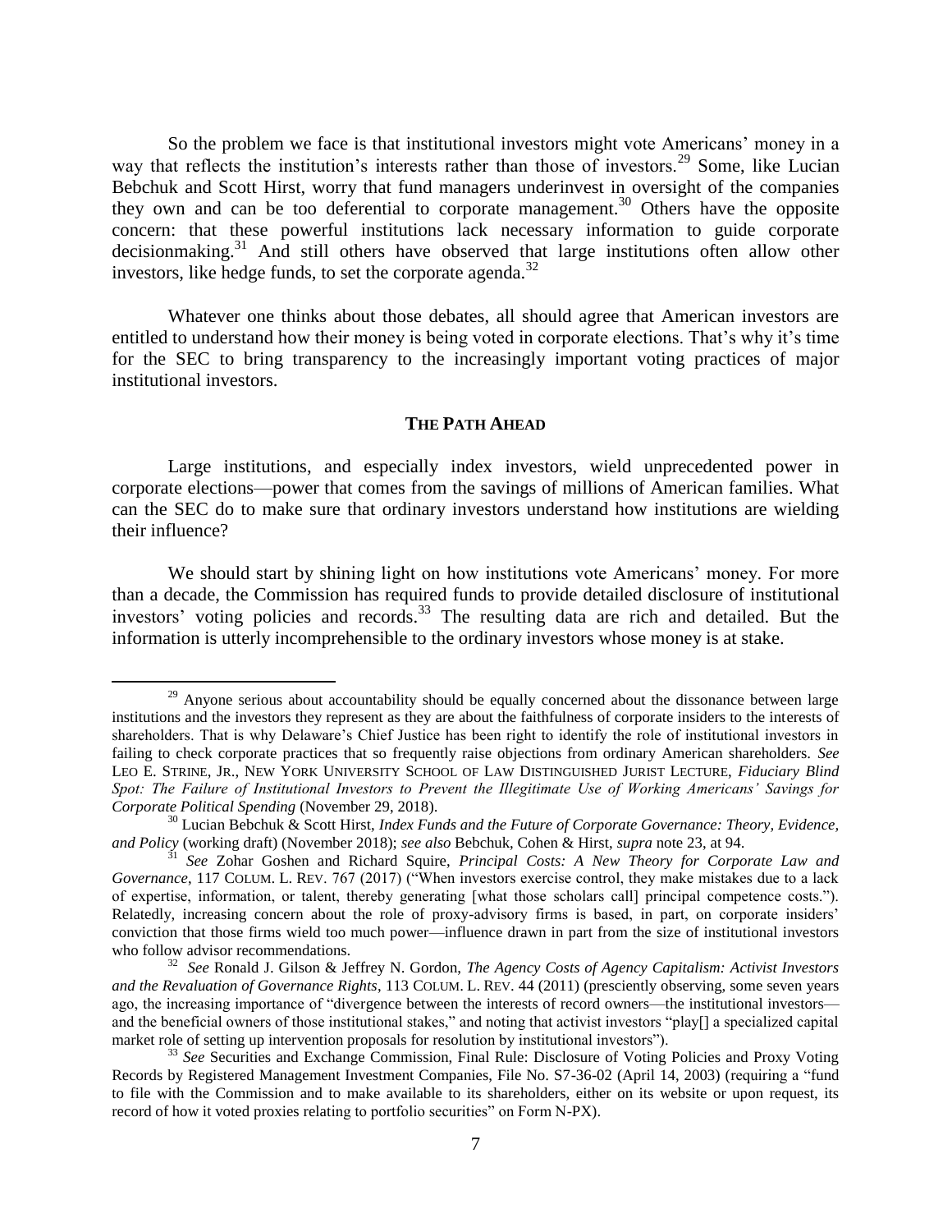So the problem we face is that institutional investors might vote Americans' money in a way that reflects the institution's interests rather than those of investors.[29] Some, like Lucian Bebchuk and Scott Hirst, worry that fund managers underinvest in oversight of the companies they own and can be too deferential to corporate management.[30] Others have the opposite concern: that these powerful institutions lack necessary information to guide corporate decisionmaking.[31] And still others have observed that large institutions often allow other investors, like hedge funds, to set the corporate agenda.[32]

Whatever one thinks about those debates, all should agree that American investors are entitled to understand how their money is being voted in corporate elections. That's why it's time for the SEC to bring transparency to the increasingly important voting practices of major institutional investors.

## THE PATH AHEAD

Large institutions, and especially index investors, wield unprecedented power in corporate elections—power that comes from the savings of millions of American families. What can the SEC do to make sure that ordinary investors understand how institutions are wielding their influence?

We should start by shining light on how institutions vote Americans' money. For more than a decade, the Commission has required funds to provide detailed disclosure of institutional investors' voting policies and records.[33] The resulting data are rich and detailed. But the information is utterly incomprehensible to the ordinary investors whose money is at stake.

---

[29] Anyone serious about accountability should be equally concerned about the dissonance between large institutions and the investors they represent as they are about the faithfulness of corporate insiders to the interests of shareholders. That is why Delaware's Chief Justice has been right to identify the role of institutional investors in failing to check corporate practices that so frequently raise objections from ordinary American shareholders. *See* LEO E. STRINE, JR., NEW YORK UNIVERSITY SCHOOL OF LAW DISTINGUISHED JURIST LECTURE, *Fiduciary Blind Spot: The Failure of Institutional Investors to Prevent the Illegitimate Use of Working Americans' Savings for Corporate Political Spending* (November 29, 2018).

[30] Lucian Bebchuk & Scott Hirst, *Index Funds and the Future of Corporate Governance: Theory, Evidence, and Policy* (working draft) (November 2018); *see also* Bebchuk, Cohen & Hirst, *supra* note 23, at 94.

[31] *See* Zohar Goshen and Richard Squire, *Principal Costs: A New Theory for Corporate Law and Governance*, 117 COLUM. L. REV. 767 (2017) ("When investors exercise control, they make mistakes due to a lack of expertise, information, or talent, thereby generating [what those scholars call] principal competence costs."). Relatedly, increasing concern about the role of proxy-advisory firms is based, in part, on corporate insiders' conviction that those firms wield too much power—influence drawn in part from the size of institutional investors who follow advisor recommendations.

[32] *See* Ronald J. Gilson & Jeffrey N. Gordon, *The Agency Costs of Agency Capitalism: Activist Investors and the Revaluation of Governance Rights*, 113 COLUM. L. REV. 44 (2011) (presciently observing, some seven years ago, the increasing importance of "divergence between the interests of record owners—the institutional investors—and the beneficial owners of those institutional stakes," and noting that activist investors "play[] a specialized capital market role of setting up intervention proposals for resolution by institutional investors").

[33] *See* Securities and Exchange Commission, Final Rule: Disclosure of Voting Policies and Proxy Voting Records by Registered Management Investment Companies, File No. S7-36-02 (April 14, 2003) (requiring a "fund to file with the Commission and to make available to its shareholders, either on its website or upon request, its record of how it voted proxies relating to portfolio securities" on Form N-PX).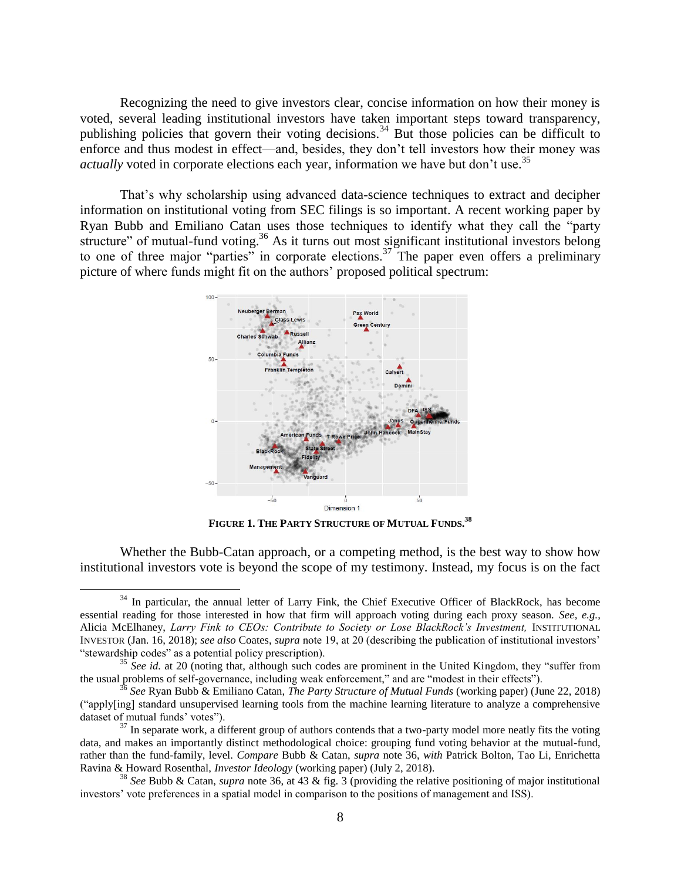Recognizing the need to give investors clear, concise information on how their money is voted, several leading institutional investors have taken important steps toward transparency, publishing policies that govern their voting decisions.[34] But those policies can be difficult to enforce and thus modest in effect—and, besides, they don't tell investors how their money was *actually* voted in corporate elections each year, information we have but don't use.[35]

That's why scholarship using advanced data-science techniques to extract and decipher information on institutional voting from SEC filings is so important. A recent working paper by Ryan Bubb and Emiliano Catan uses those techniques to identify what they call the "party structure" of mutual-fund voting.[36] As it turns out most significant institutional investors belong to one of three major "parties" in corporate elections.[37] The paper even offers a preliminary picture of where funds might fit on the authors' proposed political spectrum:

**FIGURE 1. THE PARTY STRUCTURE OF MUTUAL FUNDS.**[38]

Whether the Bubb-Catan approach, or a competing method, is the best way to show how institutional investors vote is beyond the scope of my testimony. Instead, my focus is on the fact

---

[34] In particular, the annual letter of Larry Fink, the Chief Executive Officer of BlackRock, has become essential reading for those interested in how that firm will approach voting during each proxy season. *See, e.g.*, Alicia McElhaney, *Larry Fink to CEOs: Contribute to Society or Lose BlackRock's Investment,* INSTITUTIONAL INVESTOR (Jan. 16, 2018); *see also* Coates, *supra* note 19, at 20 (describing the publication of institutional investors' "stewardship codes" as a potential policy prescription).

[35] *See id.* at 20 (noting that, although such codes are prominent in the United Kingdom, they "suffer from the usual problems of self-governance, including weak enforcement," and are "modest in their effects").

[36] *See* Ryan Bubb & Emiliano Catan, *The Party Structure of Mutual Funds* (working paper) (June 22, 2018) ("apply[ing] standard unsupervised learning tools from the machine learning literature to analyze a comprehensive dataset of mutual funds' votes").

[37] In separate work, a different group of authors contends that a two-party model more neatly fits the voting data, and makes an importantly distinct methodological choice: grouping fund voting behavior at the mutual-fund, rather than the fund-family, level. *Compare* Bubb & Catan, *supra* note 36, *with* Patrick Bolton, Tao Li, Enrichetta Ravina & Howard Rosenthal, *Investor Ideology* (working paper) (July 2, 2018).

[38] *See* Bubb & Catan, *supra* note 36, at 43 & fig. 3 (providing the relative positioning of major institutional investors' vote preferences in a spatial model in comparison to the positions of management and ISS).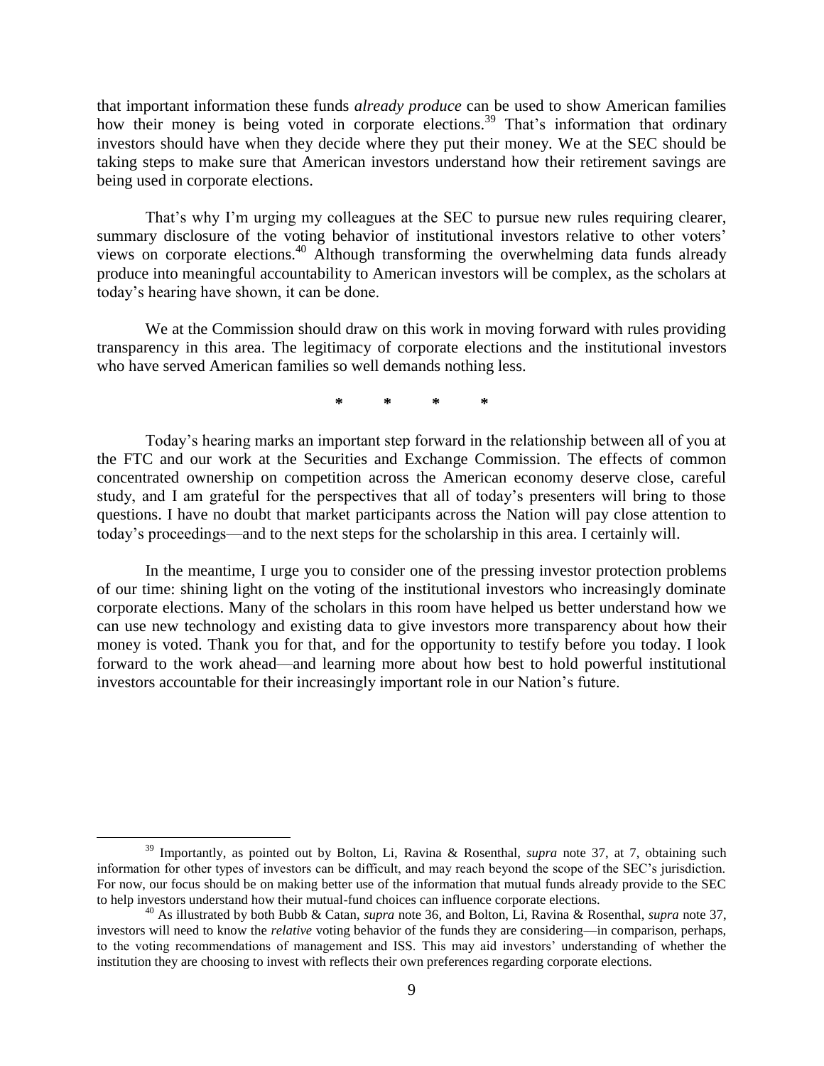that important information these funds *already produce* can be used to show American families how their money is being voted in corporate elections.[39] That's information that ordinary investors should have when they decide where they put their money. We at the SEC should be taking steps to make sure that American investors understand how their retirement savings are being used in corporate elections.

That's why I'm urging my colleagues at the SEC to pursue new rules requiring clearer, summary disclosure of the voting behavior of institutional investors relative to other voters' views on corporate elections.[40] Although transforming the overwhelming data funds already produce into meaningful accountability to American investors will be complex, as the scholars at today's hearing have shown, it can be done.

We at the Commission should draw on this work in moving forward with rules providing transparency in this area. The legitimacy of corporate elections and the institutional investors who have served American families so well demands nothing less.

\* \* \* \*

Today's hearing marks an important step forward in the relationship between all of you at the FTC and our work at the Securities and Exchange Commission. The effects of common concentrated ownership on competition across the American economy deserve close, careful study, and I am grateful for the perspectives that all of today's presenters will bring to those questions. I have no doubt that market participants across the Nation will pay close attention to today's proceedings—and to the next steps for the scholarship in this area. I certainly will.

In the meantime, I urge you to consider one of the pressing investor protection problems of our time: shining light on the voting of the institutional investors who increasingly dominate corporate elections. Many of the scholars in this room have helped us better understand how we can use new technology and existing data to give investors more transparency about how their money is voted. Thank you for that, and for the opportunity to testify before you today. I look forward to the work ahead—and learning more about how best to hold powerful institutional investors accountable for their increasingly important role in our Nation's future.

---

[39] Importantly, as pointed out by Bolton, Li, Ravina & Rosenthal, *supra* note 37, at 7, obtaining such information for other types of investors can be difficult, and may reach beyond the scope of the SEC's jurisdiction. For now, our focus should be on making better use of the information that mutual funds already provide to the SEC to help investors understand how their mutual-fund choices can influence corporate elections.

[40] As illustrated by both Bubb & Catan, *supra* note 36, and Bolton, Li, Ravina & Rosenthal, *supra* note 37, investors will need to know the *relative* voting behavior of the funds they are considering—in comparison, perhaps, to the voting recommendations of management and ISS. This may aid investors' understanding of whether the institution they are choosing to invest with reflects their own preferences regarding corporate elections.